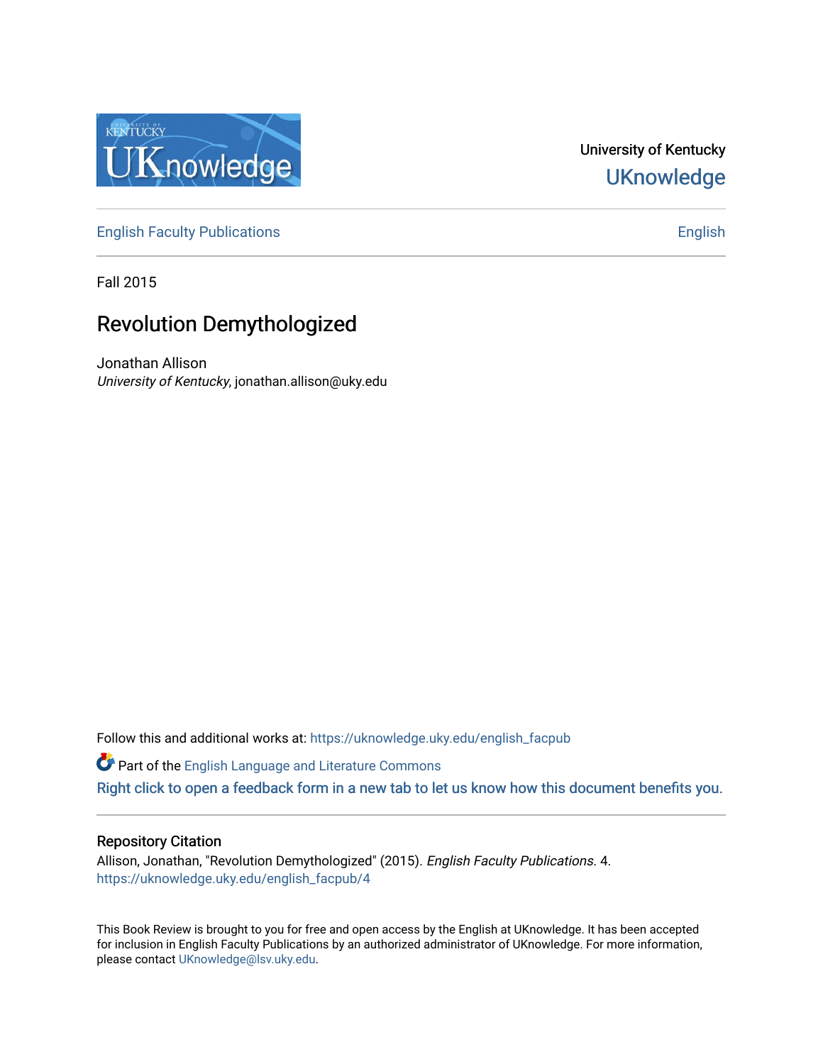University of Kentucky

UKnowledge

English Faculty Publications

English

Fall 2015

# Revolution Demythologized

Jonathan Allison
*University of Kentucky*, jonathan.allison@uky.edu

Follow this and additional works at: https://uknowledge.uky.edu/english_facpub

Part of the English Language and Literature Commons

Right click to open a feedback form in a new tab to let us know how this document benefits you.

## Repository Citation

Allison, Jonathan, "Revolution Demythologized" (2015). *English Faculty Publications*. 4.
https://uknowledge.uky.edu/english_facpub/4

This Book Review is brought to you for free and open access by the English at UKnowledge. It has been accepted for inclusion in English Faculty Publications by an authorized administrator of UKnowledge. For more information, please contact UKnowledge@lsv.uky.edu.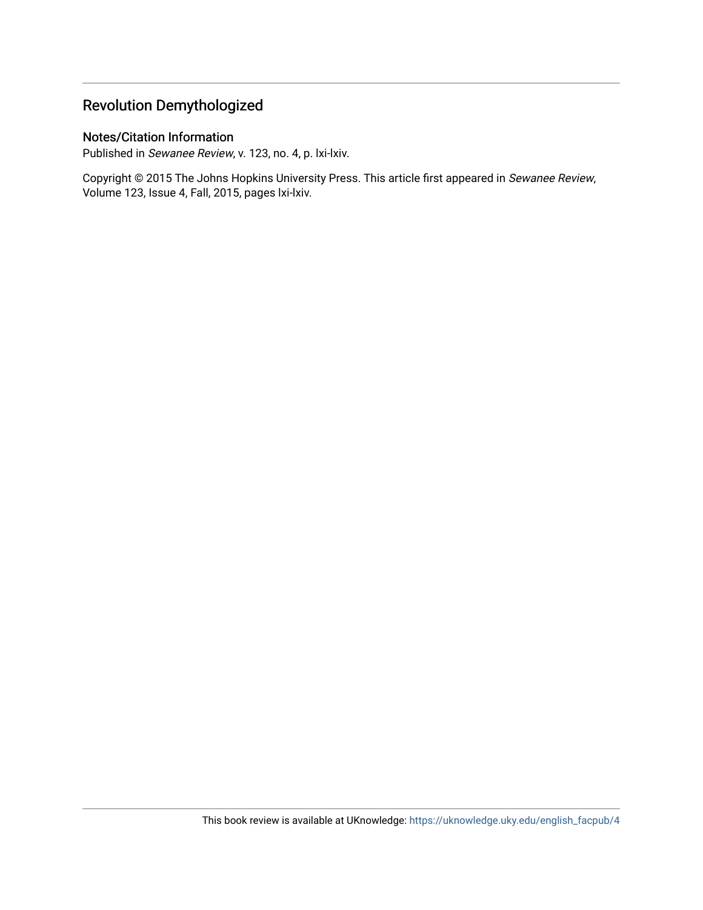# Revolution Demythologized

## Notes/Citation Information

Published in *Sewanee Review*, v. 123, no. 4, p. lxi-lxiv.

Copyright © 2015 The Johns Hopkins University Press. This article first appeared in *Sewanee Review*, Volume 123, Issue 4, Fall, 2015, pages lxi-lxiv.

This book review is available at UKnowledge: https://uknowledge.uky.edu/english_facpub/4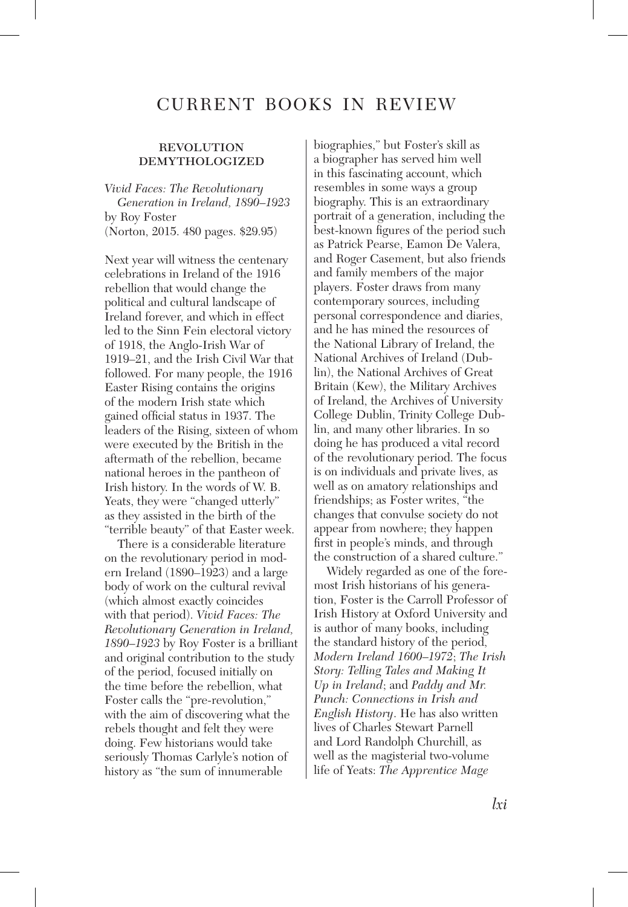# CURRENT BOOKS IN REVIEW

## REVOLUTION DEMYTHOLOGIZED

*Vivid Faces: The Revolutionary Generation in Ireland, 1890–1923*
by Roy Foster
(Norton, 2015. 480 pages. $29.95)

Next year will witness the centenary celebrations in Ireland of the 1916 rebellion that would change the political and cultural landscape of Ireland forever, and which in effect led to the Sinn Fein electoral victory of 1918, the Anglo-Irish War of 1919–21, and the Irish Civil War that followed. For many people, the 1916 Easter Rising contains the origins of the modern Irish state which gained official status in 1937. The leaders of the Rising, sixteen of whom were executed by the British in the aftermath of the rebellion, became national heroes in the pantheon of Irish history. In the words of W. B. Yeats, they were "changed utterly" as they assisted in the birth of the "terrible beauty" of that Easter week.

There is a considerable literature on the revolutionary period in modern Ireland (1890–1923) and a large body of work on the cultural revival (which almost exactly coincides with that period). *Vivid Faces: The Revolutionary Generation in Ireland, 1890–1923* by Roy Foster is a brilliant and original contribution to the study of the period, focused initially on the time before the rebellion, what Foster calls the "pre-revolution," with the aim of discovering what the rebels thought and felt they were doing. Few historians would take seriously Thomas Carlyle's notion of history as "the sum of innumerable biographies," but Foster's skill as a biographer has served him well in this fascinating account, which resembles in some ways a group biography. This is an extraordinary portrait of a generation, including the best-known figures of the period such as Patrick Pearse, Eamon De Valera, and Roger Casement, but also friends and family members of the major players. Foster draws from many contemporary sources, including personal correspondence and diaries, and he has mined the resources of the National Library of Ireland, the National Archives of Ireland (Dublin), the National Archives of Great Britain (Kew), the Military Archives of Ireland, the Archives of University College Dublin, Trinity College Dublin, and many other libraries. In so doing he has produced a vital record of the revolutionary period. The focus is on individuals and private lives, as well as on amatory relationships and friendships; as Foster writes, "the changes that convulse society do not appear from nowhere; they happen first in people's minds, and through the construction of a shared culture."

Widely regarded as one of the foremost Irish historians of his generation, Foster is the Carroll Professor of Irish History at Oxford University and is author of many books, including the standard history of the period, *Modern Ireland 1600–1972*; *The Irish Story: Telling Tales and Making It Up in Ireland*; and *Paddy and Mr. Punch: Connections in Irish and English History*. He has also written lives of Charles Stewart Parnell and Lord Randolph Churchill, as well as the magisterial two-volume life of Yeats: *The Apprentice Mage*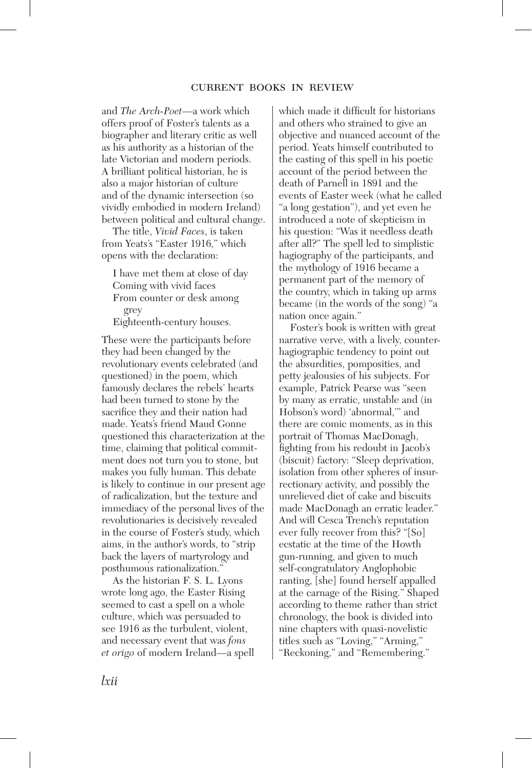and *The Arch-Poet*—a work which offers proof of Foster's talents as a biographer and literary critic as well as his authority as a historian of the late Victorian and modern periods. A brilliant political historian, he is also a major historian of culture and of the dynamic intersection (so vividly embodied in modern Ireland) between political and cultural change.

The title, *Vivid Faces*, is taken from Yeats's "Easter 1916," which opens with the declaration:

> I have met them at close of day
> Coming with vivid faces
> From counter or desk among grey
> Eighteenth-century houses.

These were the participants before they had been changed by the revolutionary events celebrated (and questioned) in the poem, which famously declares the rebels' hearts had been turned to stone by the sacrifice they and their nation had made. Yeats's friend Maud Gonne questioned this characterization at the time, claiming that political commitment does not turn you to stone, but makes you fully human. This debate is likely to continue in our present age of radicalization, but the texture and immediacy of the personal lives of the revolutionaries is decisively revealed in the course of Foster's study, which aims, in the author's words, to "strip back the layers of martyrology and posthumous rationalization."

As the historian F. S. L. Lyons wrote long ago, the Easter Rising seemed to cast a spell on a whole culture, which was persuaded to see 1916 as the turbulent, violent, and necessary event that was *fons et origo* of modern Ireland—a spell which made it difficult for historians and others who strained to give an objective and nuanced account of the period. Yeats himself contributed to the casting of this spell in his poetic account of the period between the death of Parnell in 1891 and the events of Easter week (what he called "a long gestation"), and yet even he introduced a note of skepticism in his question: "Was it needless death after all?" The spell led to simplistic hagiography of the participants, and the mythology of 1916 became a permanent part of the memory of the country, which in taking up arms became (in the words of the song) "a nation once again."

Foster's book is written with great narrative verve, with a lively, counter-hagiographic tendency to point out the absurdities, pomposities, and petty jealousies of his subjects. For example, Patrick Pearse was "seen by many as erratic, unstable and (in Hobson's word) 'abnormal,'" and there are comic moments, as in this portrait of Thomas MacDonagh, fighting from his redoubt in Jacob's (biscuit) factory: "Sleep deprivation, isolation from other spheres of insurrectionary activity, and possibly the unrelieved diet of cake and biscuits made MacDonagh an erratic leader." And will Cesca Trench's reputation ever fully recover from this? "[So] ecstatic at the time of the Howth gun-running, and given to much self-congratulatory Anglophobic ranting, [she] found herself appalled at the carnage of the Rising." Shaped according to theme rather than strict chronology, the book is divided into nine chapters with quasi-novelistic titles such as "Loving," "Arming," "Reckoning," and "Remembering."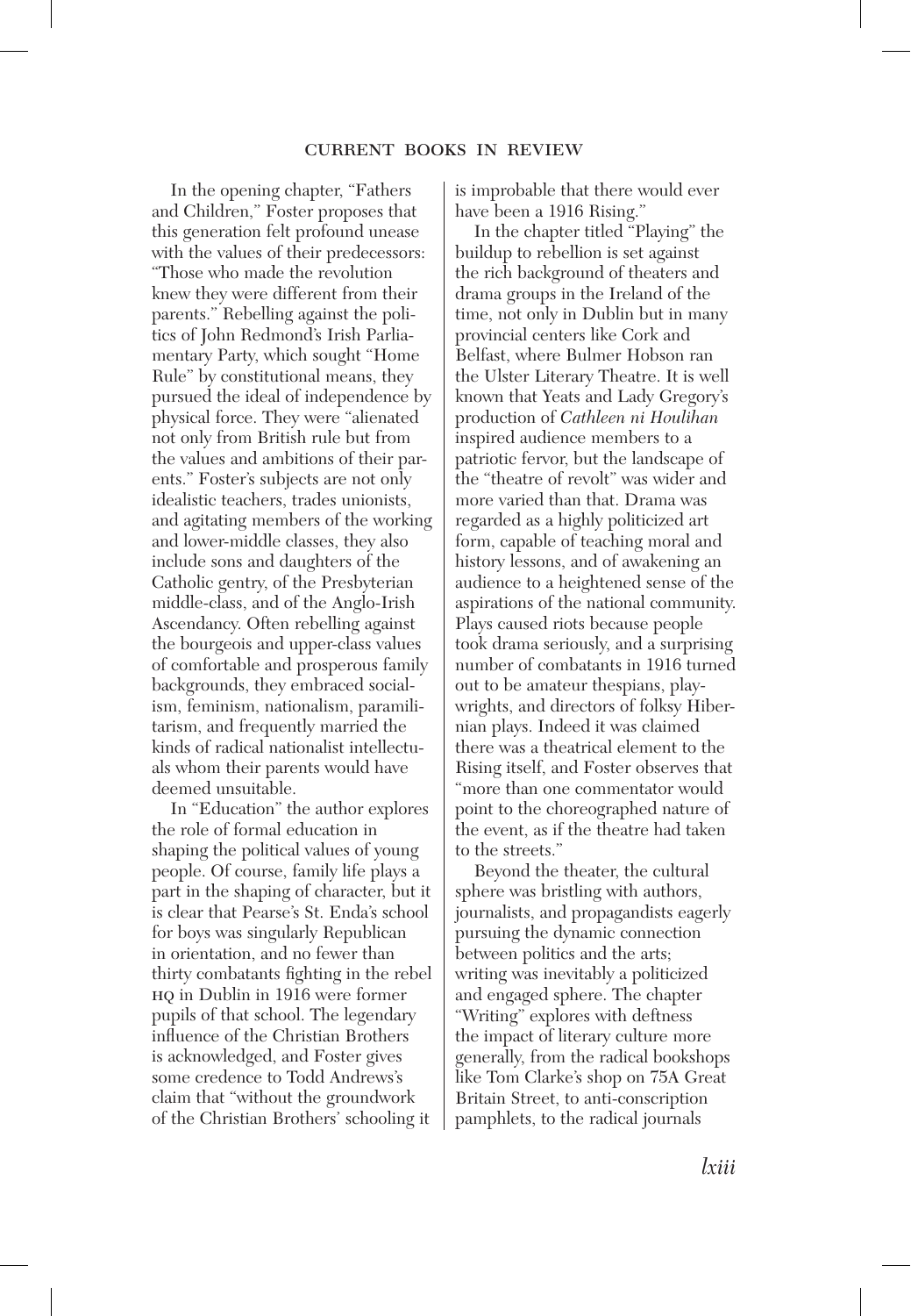In the opening chapter, "Fathers and Children," Foster proposes that this generation felt profound unease with the values of their predecessors: "Those who made the revolution knew they were different from their parents." Rebelling against the politics of John Redmond's Irish Parliamentary Party, which sought "Home Rule" by constitutional means, they pursued the ideal of independence by physical force. They were "alienated not only from British rule but from the values and ambitions of their parents." Foster's subjects are not only idealistic teachers, trades unionists, and agitating members of the working and lower-middle classes, they also include sons and daughters of the Catholic gentry, of the Presbyterian middle-class, and of the Anglo-Irish Ascendancy. Often rebelling against the bourgeois and upper-class values of comfortable and prosperous family backgrounds, they embraced socialism, feminism, nationalism, paramilitarism, and frequently married the kinds of radical nationalist intellectuals whom their parents would have deemed unsuitable.

In "Education" the author explores the role of formal education in shaping the political values of young people. Of course, family life plays a part in the shaping of character, but it is clear that Pearse's St. Enda's school for boys was singularly Republican in orientation, and no fewer than thirty combatants fighting in the rebel HQ in Dublin in 1916 were former pupils of that school. The legendary influence of the Christian Brothers is acknowledged, and Foster gives some credence to Todd Andrews's claim that "without the groundwork of the Christian Brothers' schooling it is improbable that there would ever have been a 1916 Rising."

In the chapter titled "Playing" the buildup to rebellion is set against the rich background of theaters and drama groups in the Ireland of the time, not only in Dublin but in many provincial centers like Cork and Belfast, where Bulmer Hobson ran the Ulster Literary Theatre. It is well known that Yeats and Lady Gregory's production of *Cathleen ni Houlihan* inspired audience members to a patriotic fervor, but the landscape of the "theatre of revolt" was wider and more varied than that. Drama was regarded as a highly politicized art form, capable of teaching moral and history lessons, and of awakening an audience to a heightened sense of the aspirations of the national community. Plays caused riots because people took drama seriously, and a surprising number of combatants in 1916 turned out to be amateur thespians, playwrights, and directors of folksy Hibernian plays. Indeed it was claimed there was a theatrical element to the Rising itself, and Foster observes that "more than one commentator would point to the choreographed nature of the event, as if the theatre had taken to the streets."

Beyond the theater, the cultural sphere was bristling with authors, journalists, and propagandists eagerly pursuing the dynamic connection between politics and the arts; writing was inevitably a politicized and engaged sphere. The chapter "Writing" explores with deftness the impact of literary culture more generally, from the radical bookshops like Tom Clarke's shop on 75A Great Britain Street, to anti-conscription pamphlets, to the radical journals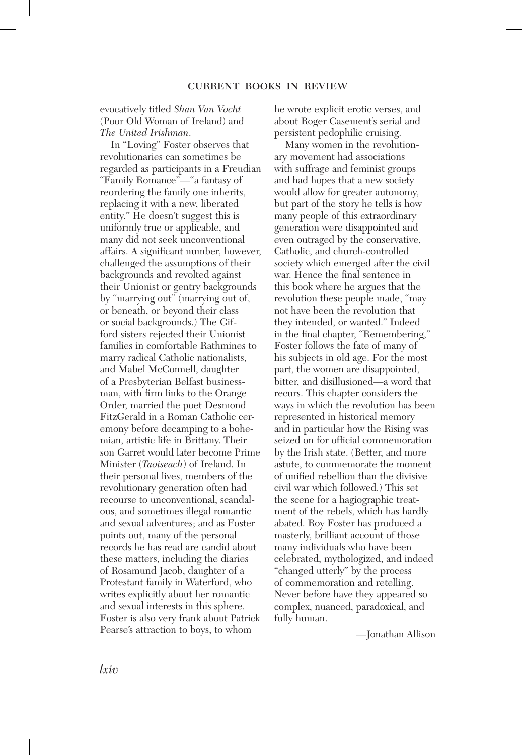evocatively titled *Shan Van Vocht* (Poor Old Woman of Ireland) and *The United Irishman*.

In "Loving" Foster observes that revolutionaries can sometimes be regarded as participants in a Freudian "Family Romance"—"a fantasy of reordering the family one inherits, replacing it with a new, liberated entity." He doesn't suggest this is uniformly true or applicable, and many did not seek unconventional affairs. A significant number, however, challenged the assumptions of their backgrounds and revolted against their Unionist or gentry backgrounds by "marrying out" (marrying out of, or beneath, or beyond their class or social backgrounds.) The Gifford sisters rejected their Unionist families in comfortable Rathmines to marry radical Catholic nationalists, and Mabel McConnell, daughter of a Presbyterian Belfast businessman, with firm links to the Orange Order, married the poet Desmond FitzGerald in a Roman Catholic ceremony before decamping to a bohemian, artistic life in Brittany. Their son Garret would later become Prime Minister (*Taoiseach*) of Ireland. In their personal lives, members of the revolutionary generation often had recourse to unconventional, scandalous, and sometimes illegal romantic and sexual adventures; and as Foster points out, many of the personal records he has read are candid about these matters, including the diaries of Rosamund Jacob, daughter of a Protestant family in Waterford, who writes explicitly about her romantic and sexual interests in this sphere. Foster is also very frank about Patrick Pearse's attraction to boys, to whom he wrote explicit erotic verses, and about Roger Casement's serial and persistent pedophilic cruising.

Many women in the revolutionary movement had associations with suffrage and feminist groups and had hopes that a new society would allow for greater autonomy, but part of the story he tells is how many people of this extraordinary generation were disappointed and even outraged by the conservative, Catholic, and church-controlled society which emerged after the civil war. Hence the final sentence in this book where he argues that the revolution these people made, "may not have been the revolution that they intended, or wanted." Indeed in the final chapter, "Remembering," Foster follows the fate of many of his subjects in old age. For the most part, the women are disappointed, bitter, and disillusioned—a word that recurs. This chapter considers the ways in which the revolution has been represented in historical memory and in particular how the Rising was seized on for official commemoration by the Irish state. (Better, and more astute, to commemorate the moment of unified rebellion than the divisive civil war which followed.) This set the scene for a hagiographic treatment of the rebels, which has hardly abated. Roy Foster has produced a masterly, brilliant account of those many individuals who have been celebrated, mythologized, and indeed "changed utterly" by the process of commemoration and retelling. Never before have they appeared so complex, nuanced, paradoxical, and fully human.

—Jonathan Allison